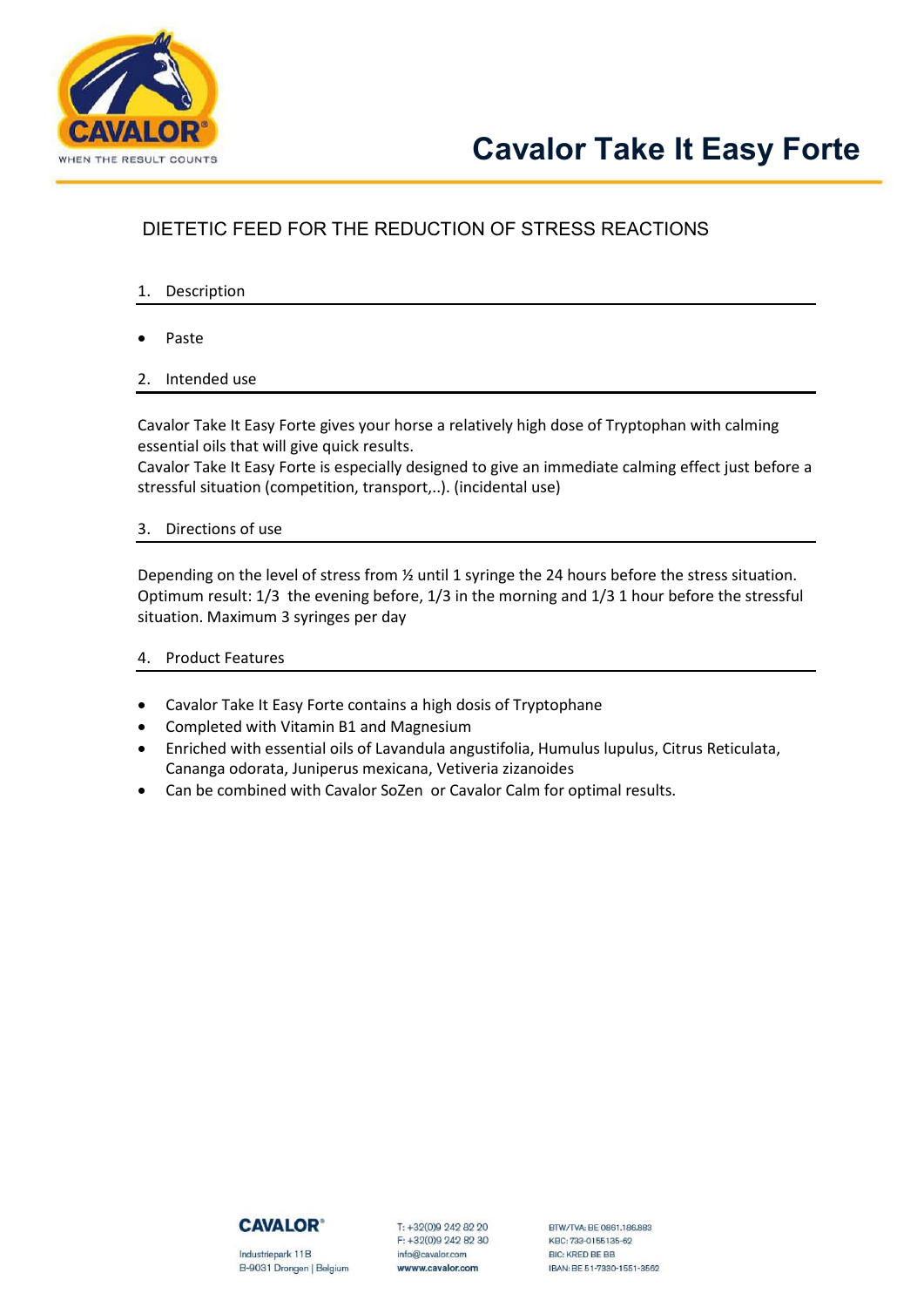# Cavalor Take It Easy Forte

## DIETETIC FEED FOR THE REDUCTION OF STRESS REACTIONS

### 1. Description

- Paste

### 2. Intended use

Cavalor Take It Easy Forte gives your horse a relatively high dose of Tryptophan with calming essential oils that will give quick results.
Cavalor Take It Easy Forte is especially designed to give an immediate calming effect just before a stressful situation (competition, transport,..). (incidental use)

### 3. Directions of use

Depending on the level of stress from ½ until 1 syringe the 24 hours before the stress situation.
Optimum result: 1/3 the evening before, 1/3 in the morning and 1/3 1 hour before the stressful situation. Maximum 3 syringes per day

### 4. Product Features

- Cavalor Take It Easy Forte contains a high dosis of Tryptophane
- Completed with Vitamin B1 and Magnesium
- Enriched with essential oils of Lavandula angustifolia, Humulus lupulus, Citrus Reticulata, Cananga odorata, Juniperus mexicana, Vetiveria zizanoides
- Can be combined with Cavalor SoZen or Cavalor Calm for optimal results.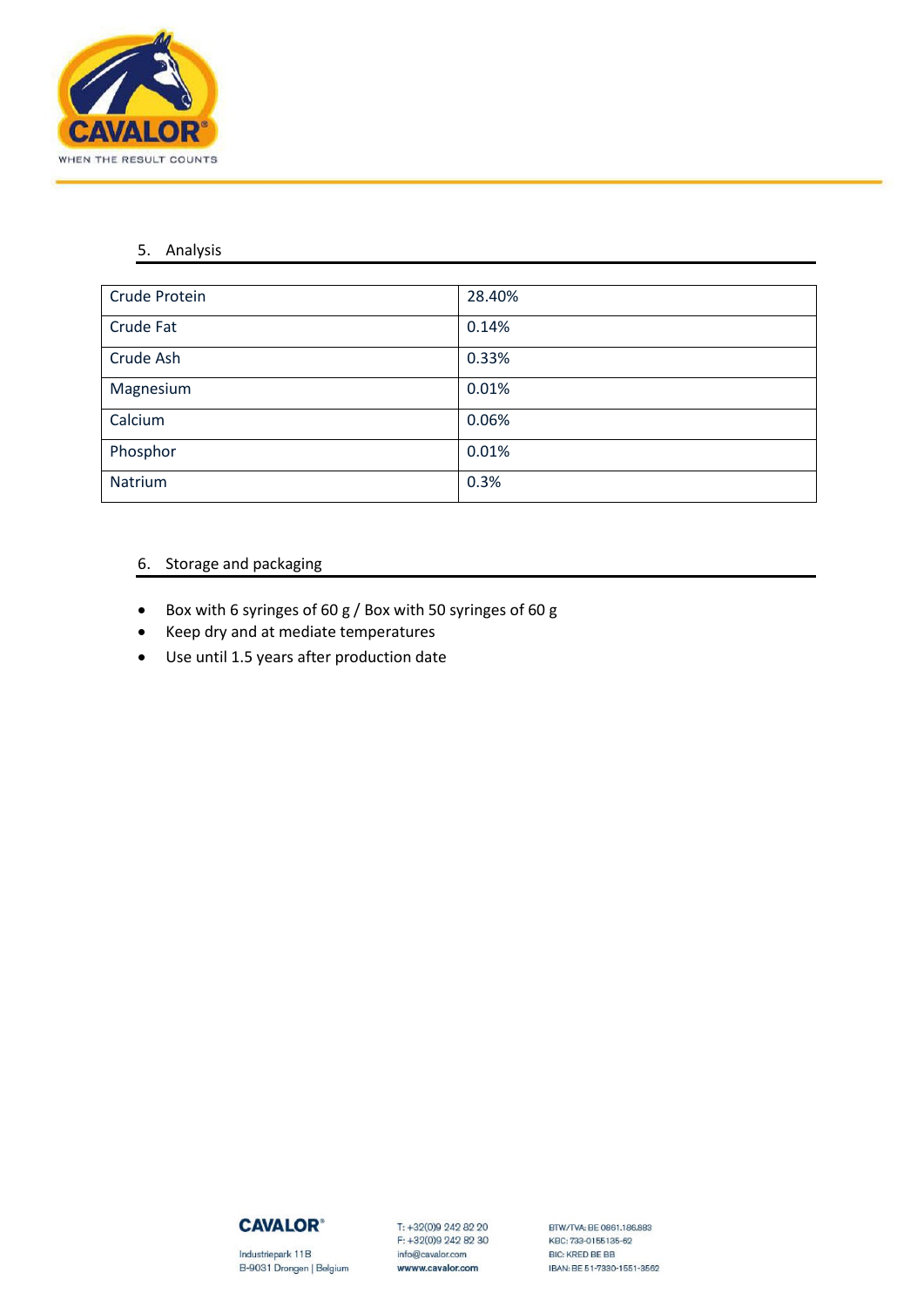## 5. Analysis

| | |
|---|---|
| Crude Protein | 28.40% |
| Crude Fat | 0.14% |
| Crude Ash | 0.33% |
| Magnesium | 0.01% |
| Calcium | 0.06% |
| Phosphor | 0.01% |
| Natrium | 0.3% |

## 6. Storage and packaging

- Box with 6 syringes of 60 g / Box with 50 syringes of 60 g
- Keep dry and at mediate temperatures
- Use until 1.5 years after production date